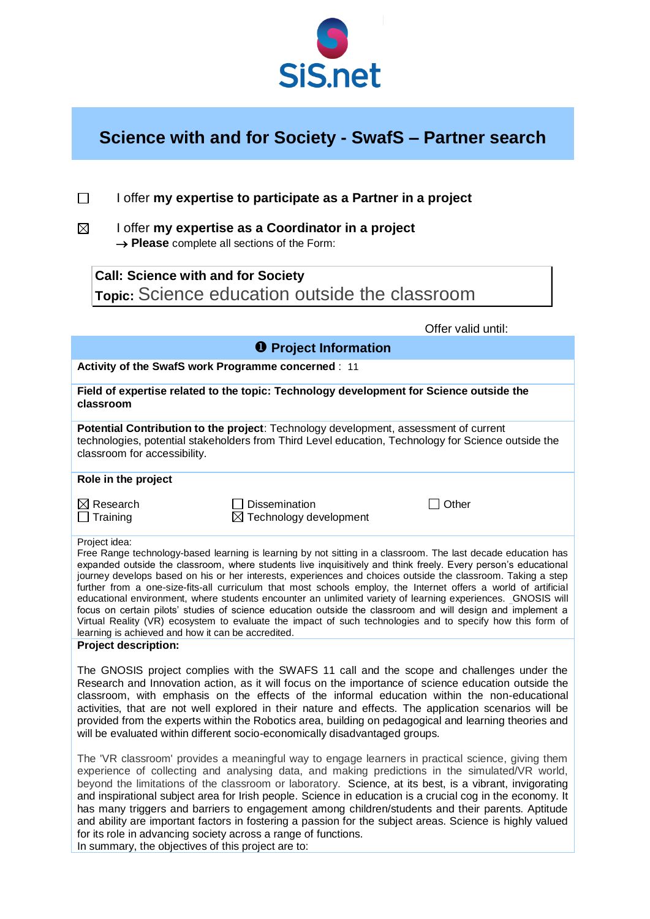SiS.net

# Science with and for Society - SwafS – Partner search

☐ I offer **my expertise to participate as a Partner in a project**

☒ I offer **my expertise as a Coordinator in a project**
→ **Please** complete all sections of the Form:

**Call: Science with and for Society**
**Topic:** Science education outside the classroom

Offer valid until:

## ❶ Project Information

**Activity of the SwafS work Programme concerned** : 11

**Field of expertise related to the topic: Technology development for Science outside the classroom**

**Potential Contribution to the project**: Technology development, assessment of current technologies, potential stakeholders from Third Level education, Technology for Science outside the classroom for accessibility.

**Role in the project**

☒ Research ☐ Dissemination ☐ Other
☐ Training ☒ Technology development

Project idea:
Free Range technology-based learning is learning by not sitting in a classroom. The last decade education has expanded outside the classroom, where students live inquisitively and think freely. Every person's educational journey develops based on his or her interests, experiences and choices outside the classroom. Taking a step further from a one-size-fits-all curriculum that most schools employ, the Internet offers a world of artificial educational environment, where students encounter an unlimited variety of learning experiences. GNOSIS will focus on certain pilots' studies of science education outside the classroom and will design and implement a Virtual Reality (VR) ecosystem to evaluate the impact of such technologies and to specify how this form of learning is achieved and how it can be accredited.

**Project description:**

The GNOSIS project complies with the SWAFS 11 call and the scope and challenges under the Research and Innovation action, as it will focus on the importance of science education outside the classroom, with emphasis on the effects of the informal education within the non-educational activities, that are not well explored in their nature and effects. The application scenarios will be provided from the experts within the Robotics area, building on pedagogical and learning theories and will be evaluated within different socio-economically disadvantaged groups.

The 'VR classroom' provides a meaningful way to engage learners in practical science, giving them experience of collecting and analysing data, and making predictions in the simulated/VR world, beyond the limitations of the classroom or laboratory. Science, at its best, is a vibrant, invigorating and inspirational subject area for Irish people. Science in education is a crucial cog in the economy. It has many triggers and barriers to engagement among children/students and their parents. Aptitude and ability are important factors in fostering a passion for the subject areas. Science is highly valued for its role in advancing society across a range of functions.
In summary, the objectives of this project are to: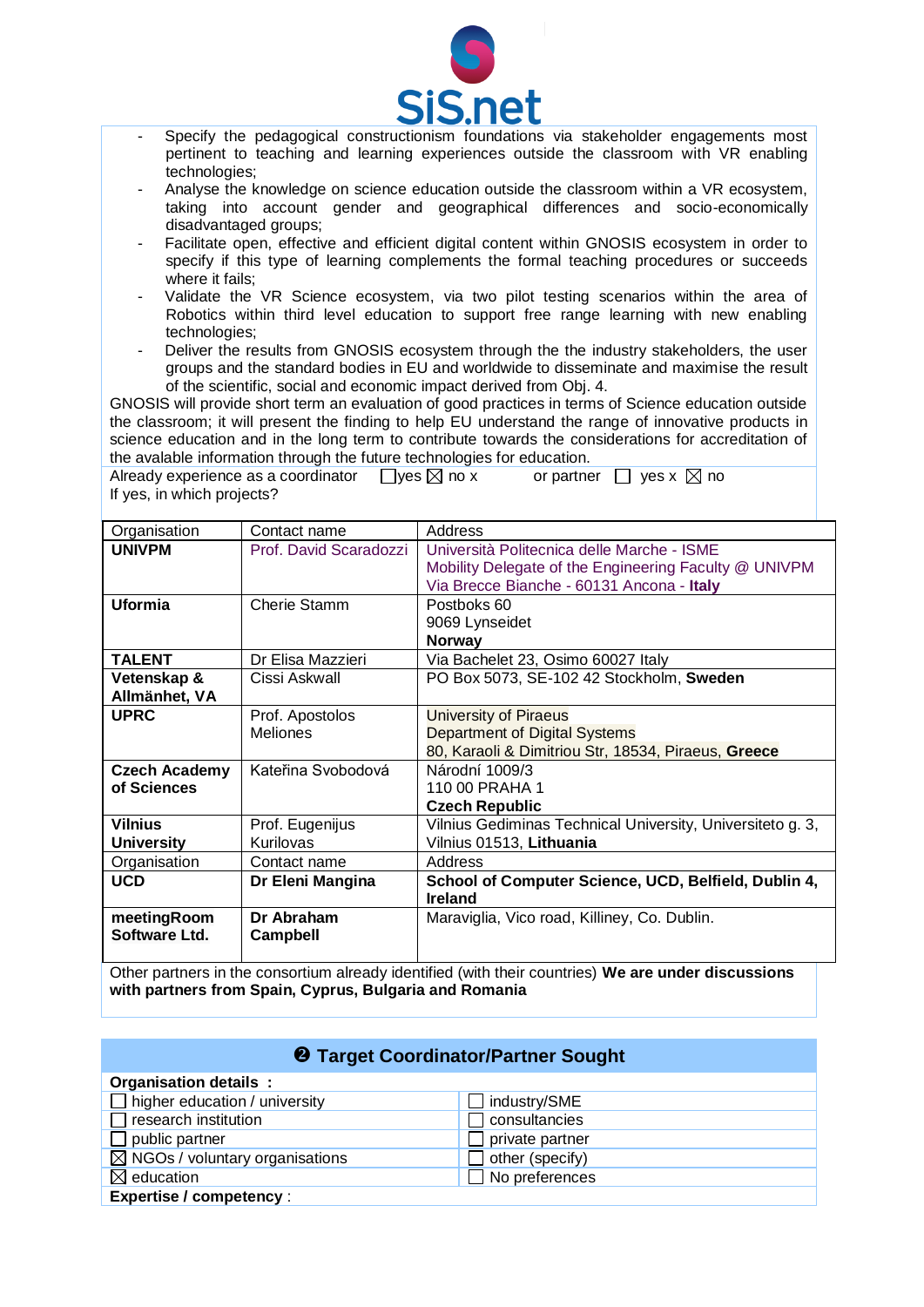- Specify the pedagogical constructionism foundations via stakeholder engagements most pertinent to teaching and learning experiences outside the classroom with VR enabling technologies;
- Analyse the knowledge on science education outside the classroom within a VR ecosystem, taking into account gender and geographical differences and socio-economically disadvantaged groups;
- Facilitate open, effective and efficient digital content within GNOSIS ecosystem in order to specify if this type of learning complements the formal teaching procedures or succeeds where it fails;
- Validate the VR Science ecosystem, via two pilot testing scenarios within the area of Robotics within third level education to support free range learning with new enabling technologies;
- Deliver the results from GNOSIS ecosystem through the the industry stakeholders, the user groups and the standard bodies in EU and worldwide to disseminate and maximise the result of the scientific, social and economic impact derived from Obj. 4.

GNOSIS will provide short term an evaluation of good practices in terms of Science education outside the classroom; it will present the finding to help EU understand the range of innovative products in science education and the long term to contribute towards the considerations for accreditation of the avalable information through the future technologies for education.

Already experience as a coordinator ☐yes ☒ no x or partner ☐ yes x ☒ no

If yes, in which projects?

| Organisation | Contact name | Address |
|---|---|---|
| **UNIVPM** | Prof. David Scaradozzi | Università Politecnica delle Marche - ISME<br>Mobility Delegate of the Engineering Faculty @ UNIVPM<br>Via Brecce Bianche - 60131 Ancona - **Italy** |
| **Uformia** | Cherie Stamm | Postboks 60<br>9069 Lynseidet<br>**Norway** |
| **TALENT** | Dr Elisa Mazzieri | Via Bachelet 23, Osimo 60027 Italy |
| **Vetenskap & Allmänhet, VA** | Cissi Askwall | PO Box 5073, SE-102 42 Stockholm, **Sweden** |
| **UPRC** | Prof. Apostolos Meliones | University of Piraeus<br>Department of Digital Systems<br>80, Karaoli & Dimitriou Str, 18534, Piraeus, **Greece** |
| **Czech Academy of Sciences** | Kateřina Svobodová | Národní 1009/3<br>110 00 PRAHA 1<br>**Czech Republic** |
| **Vilnius University** | Prof. Eugenijus Kurilovas | Vilnius Gediminas Technical University, Universiteto g. 3, Vilnius 01513, **Lithuania** |
| Organisation | Contact name | Address |
| **UCD** | **Dr Eleni Mangina** | **School of Computer Science, UCD, Belfield, Dublin 4, Ireland** |
| **meetingRoom Software Ltd.** | **Dr Abraham Campbell** | Maraviglia, Vico road, Killiney, Co. Dublin. |

Other partners in the consortium already identified (with their countries) **We are under discussions with partners from Spain, Cyprus, Bulgaria and Romania**

## ❷ Target Coordinator/Partner Sought

**Organisation details :**

| | |
|---|---|
| ☐ higher education / university | ☐ industry/SME |
| ☐ research institution | ☐ consultancies |
| ☐ public partner | ☐ private partner |
| ☒ NGOs / voluntary organisations | ☐ other (specify) |
| ☒ education | ☐ No preferences |

**Expertise / competency** :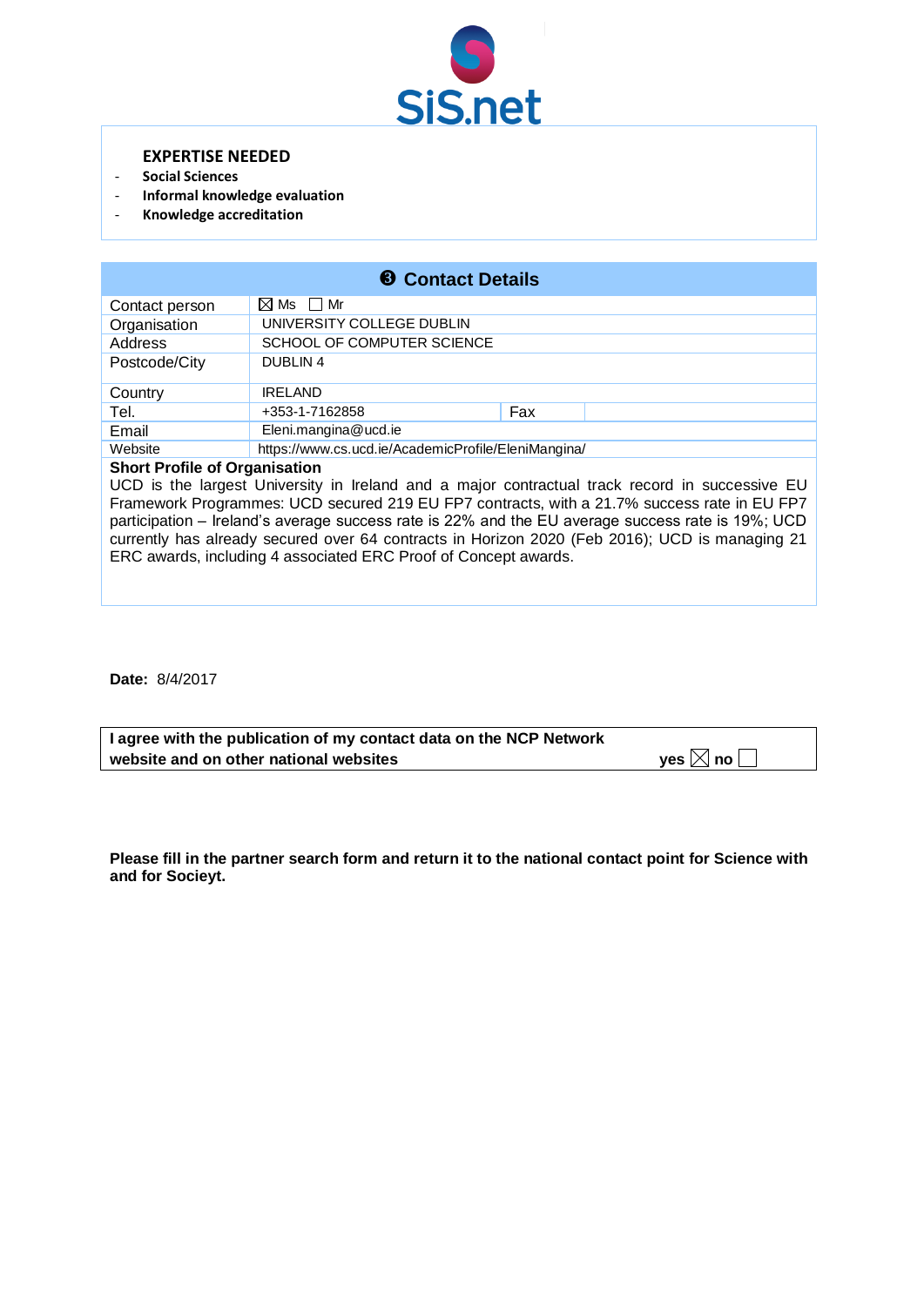**EXPERTISE NEEDED**

- **Social Sciences**
- **Informal knowledge evaluation**
- **Knowledge accreditation**

## ❸ Contact Details

| | | | |
|---|---|---|---|
| Contact person | ☒ Ms ☐ Mr | | |
| Organisation | UNIVERSITY COLLEGE DUBLIN | | |
| Address | SCHOOL OF COMPUTER SCIENCE | | |
| Postcode/City | DUBLIN 4 | | |
| Country | IRELAND | | |
| Tel. | +353-1-7162858 | Fax | |
| Email | Eleni.mangina@ucd.ie | | |
| Website | https://www.cs.ucd.ie/AcademicProfile/EleniMangina/ | | |

**Short Profile of Organisation**

UCD is the largest University in Ireland and a major contractual track record in successive EU Framework Programmes: UCD secured 219 EU FP7 contracts, with a 21.7% success rate in EU FP7 participation – Ireland's average success rate is 22% and the EU average success rate is 19%; UCD currently has already secured over 64 contracts in Horizon 2020 (Feb 2016); UCD is managing 21 ERC awards, including 4 associated ERC Proof of Concept awards.

**Date:** 8/4/2017

**I agree with the publication of my contact data on the NCP Network website and on other national websites** **yes** ☒ **no** ☐

**Please fill in the partner search form and return it to the national contact point for Science with and for Socieyt.**